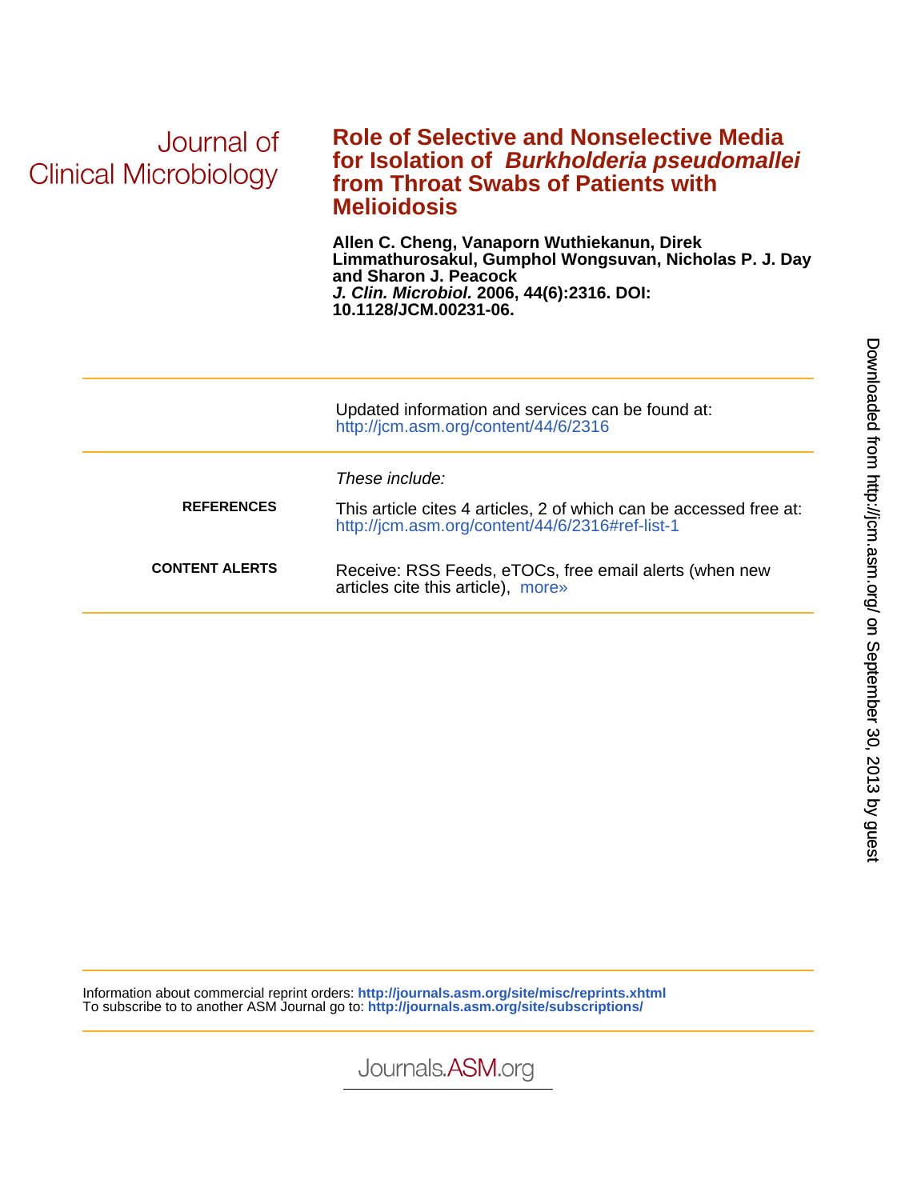Journal of Clinical Microbiology

# Role of Selective and Nonselective Media for Isolation of *Burkholderia pseudomallei* from Throat Swabs of Patients with Melioidosis

**Allen C. Cheng, Vanaporn Wuthiekanun, Direk Limmathurosakul, Gumphol Wongsuvan, Nicholas P. J. Day and Sharon J. Peacock**
***J. Clin. Microbiol.* 2006, 44(6):2316. DOI: 10.1128/JCM.00231-06.**

Updated information and services can be found at:
http://jcm.asm.org/content/44/6/2316

*These include:*

**REFERENCES**
This article cites 4 articles, 2 of which can be accessed free at:
http://jcm.asm.org/content/44/6/2316#ref-list-1

**CONTENT ALERTS**
Receive: RSS Feeds, eTOCs, free email alerts (when new articles cite this article), more»

Information about commercial reprint orders: **http://journals.asm.org/site/misc/reprints.xhtml**
To subscribe to to another ASM Journal go to: **http://journals.asm.org/site/subscriptions/**

Journals.ASM.org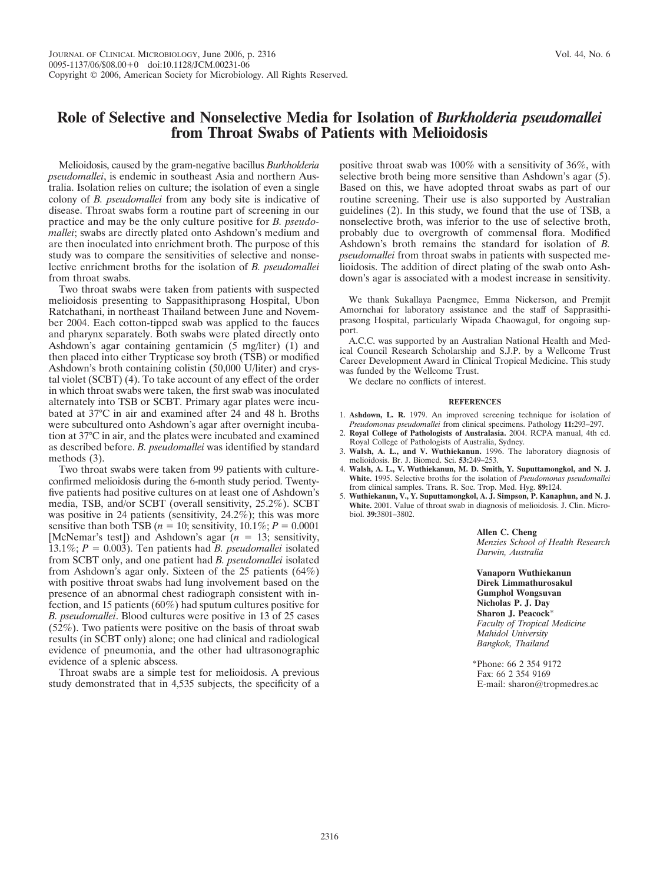# Role of Selective and Nonselective Media for Isolation of *Burkholderia pseudomallei* from Throat Swabs of Patients with Melioidosis

Melioidosis, caused by the gram-negative bacillus *Burkholderia pseudomallei*, is endemic in southeast Asia and northern Australia. Isolation relies on culture; the isolation of even a single colony of *B. pseudomallei* from any body site is indicative of disease. Throat swabs form a routine part of screening in our practice and may be the only culture positive for *B. pseudomallei*; swabs are directly plated onto Ashdown's medium and are then inoculated into enrichment broth. The purpose of this study was to compare the sensitivities of selective and nonselective enrichment broths for the isolation of *B. pseudomallei* from throat swabs.

Two throat swabs were taken from patients with suspected melioidosis presenting to Sappasithiprasong Hospital, Ubon Ratchathani, in northeast Thailand between June and November 2004. Each cotton-tipped swab was applied to the fauces and pharynx separately. Both swabs were plated directly onto Ashdown's agar containing gentamicin (5 mg/liter) (1) and then placed into either Trypticase soy broth (TSB) or modified Ashdown's broth containing colistin (50,000 U/liter) and crystal violet (SCBT) (4). To take account of any effect of the order in which throat swabs were taken, the first swab was inoculated alternately into TSB or SCBT. Primary agar plates were incubated at 37°C in air and examined after 24 and 48 h. Broths were subcultured onto Ashdown's agar after overnight incubation at 37°C in air, and the plates were incubated and examined as described before. *B. pseudomallei* was identified by standard methods (3).

Two throat swabs were taken from 99 patients with culture-confirmed melioidosis during the 6-month study period. Twenty-five patients had positive cultures on at least one of Ashdown's media, TSB, and/or SCBT (overall sensitivity, 25.2%). SCBT was positive in 24 patients (sensitivity, 24.2%); this was more sensitive than both TSB ($n = 10$; sensitivity, 10.1%; $P = 0.0001$ [McNemar's test]) and Ashdown's agar ($n = 13$; sensitivity, 13.1%; $P = 0.003$). Ten patients had *B. pseudomallei* isolated from SCBT only, and one patient had *B. pseudomallei* isolated from Ashdown's agar only. Sixteen of the 25 patients (64%) with positive throat swabs had lung involvement based on the presence of an abnormal chest radiograph consistent with infection, and 15 patients (60%) had sputum cultures positive for *B. pseudomallei*. Blood cultures were positive in 13 of 25 cases (52%). Two patients were positive on the basis of throat swab results (in SCBT only) alone; one had clinical and radiological evidence of pneumonia, and the other had ultrasonographic evidence of a splenic abscess.

Throat swabs are a simple test for melioidosis. A previous study demonstrated that in 4,535 subjects, the specificity of a positive throat swab was 100% with a sensitivity of 36%, with selective broth being more sensitive than Ashdown's agar (5). Based on this, we have adopted throat swabs as part of our routine screening. Their use is also supported by Australian guidelines (2). In this study, we found that the use of TSB, a nonselective broth, was inferior to the use of selective broth, probably due to overgrowth of commensal flora. Modified Ashdown's broth remains the standard for isolation of *B. pseudomallei* from throat swabs in patients with suspected melioidosis. The addition of direct plating of the swab onto Ashdown's agar is associated with a modest increase in sensitivity.

We thank Sukallaya Paengmee, Emma Nickerson, and Premjit Amornchai for laboratory assistance and the staff of Sapprasithiprasong Hospital, particularly Wipada Chaowagul, for ongoing support.

A.C.C. was supported by an Australian National Health and Medical Council Research Scholarship and S.J.P. by a Wellcome Trust Career Development Award in Clinical Tropical Medicine. This study was funded by the Wellcome Trust.

We declare no conflicts of interest.

## REFERENCES

1. **Ashdown, L. R.** 1979. An improved screening technique for isolation of *Pseudomonas pseudomallei* from clinical specimens. Pathology **11:**293–297.
2. **Royal College of Pathologists of Australasia.** 2004. RCPA manual, 4th ed. Royal College of Pathologists of Australia, Sydney.
3. **Walsh, A. L., and V. Wuthiekanun.** 1996. The laboratory diagnosis of melioidosis. Br. J. Biomed. Sci. **53:**249–253.
4. **Walsh, A. L., V. Wuthiekanun, M. D. Smith, Y. Suputtamongkol, and N. J. White.** 1995. Selective broths for the isolation of *Pseudomonas pseudomallei* from clinical samples. Trans. R. Soc. Trop. Med. Hyg. **89:**124.
5. **Wuthiekanun, V., Y. Suputtamongkol, A. J. Simpson, P. Kanaphun, and N. J. White.** 2001. Value of throat swab in diagnosis of melioidosis. J. Clin. Microbiol. **39:**3801–3802.

**Allen C. Cheng**
*Menzies School of Health Research*
*Darwin, Australia*

**Vanaporn Wuthiekanun**
**Direk Limmathurosakul**
**Gumphol Wongsuvan**
**Nicholas P. J. Day**
**Sharon J. Peacock***
*Faculty of Tropical Medicine*
*Mahidol University*
*Bangkok, Thailand*

*Phone: 66 2 354 9172
Fax: 66 2 354 9169
E-mail: sharon@tropmedres.ac